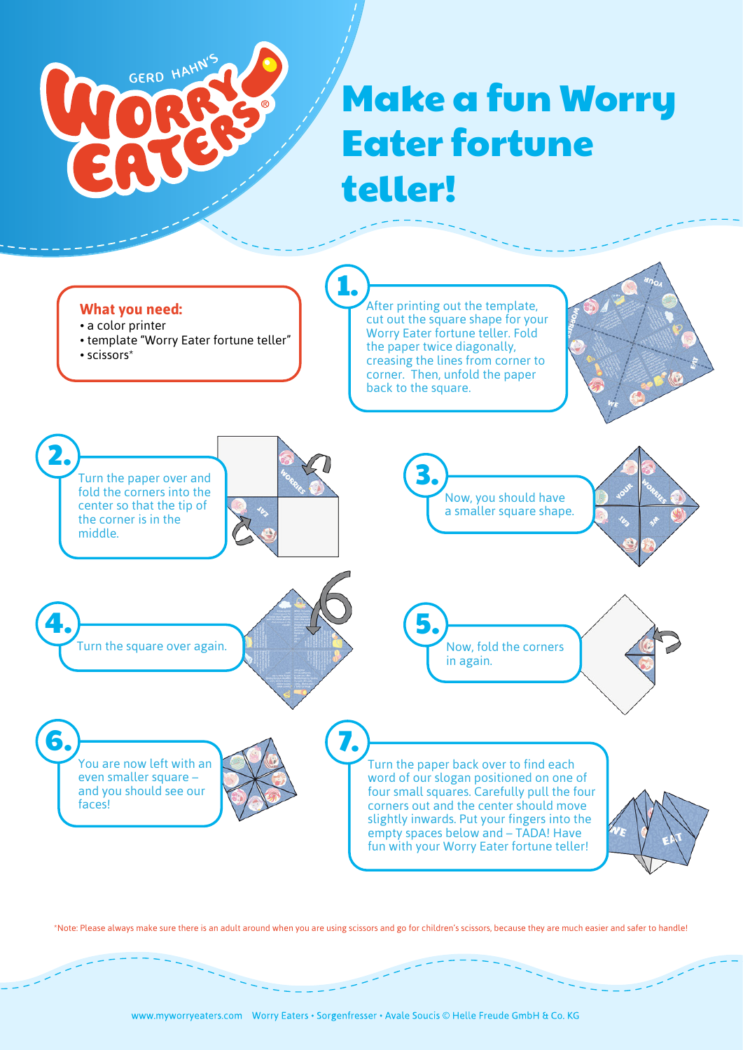# Make a fun Worry Eater fortune teller!

**What you need:**

- a color printer
- template "Worry Eater fortune teller"
- scissors*

**1.** After printing out the template, cut out the square shape for your Worry Eater fortune teller. Fold the paper twice diagonally, creasing the lines from corner to corner. Then, unfold the paper back to the square.

**2.** Turn the paper over and fold the corners into the center so that the tip of the corner is in the middle.

**3.** Now, you should have a smaller square shape.

**4.** Turn the square over again.

**5.** Now, fold the corners in again.

**6.** You are now left with an even smaller square – and you should see our faces!

**7.** Turn the paper back over to find each word of our slogan positioned on one of four small squares. Carefully pull the four corners out and the center should move slightly inwards. Put your fingers into the empty spaces below and – TADA! Have fun with your Worry Eater fortune teller!

*Note: Please always make sure there is an adult around when you are using scissors and go for children's scissors, because they are much easier and safer to handle!

www.myworryeaters.com Worry Eaters • Sorgenfresser • Avale Soucis © Helle Freude GmbH & Co. KG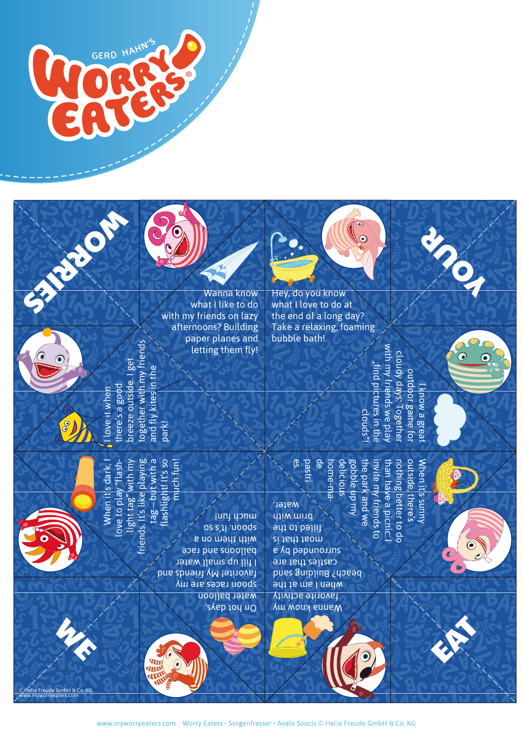GERD HAHN'S WORRY EATERS®

WORRIES

YOUR

WE

EAT

Wanna know what I like to do with my friends on lazy afternoons? Building paper planes and letting them fly!

Hey, do you know what I love to do at the end of a long day? Take a relaxing, foaming bubble bath!

I love it when there's a good breeze outside. I get together with my friends and fly kites in the park!

I know a great outdoor game for cloudy days: Together with my friends we play „find pictures in the clouds"!

When it's dark, I love to play "flash-light tag" with my friends. It's like playing tag – but with a flashlight! It's so much fun!

When it's sunny outside, there's nothing better to do than have a picnic: I invite my friends to the park and we gobble up my delicious home-made pastries.

On hot days, water balloon spoon races are my favorite! My friends and I fill up small water balloons and race with them on a spoon. It's so much fun!

Wanna know my favorite activity when I am at the beach? Building sand castles that are surrounded by a moat that is filled to the brim with water.

© Helle Freude GmbH & Co. KG
www.myworryeaters.com

www.myworryeaters.com Worry Eaters • Sorgenfresser • Avale Soucis © Helle Freude GmbH & Co. KG